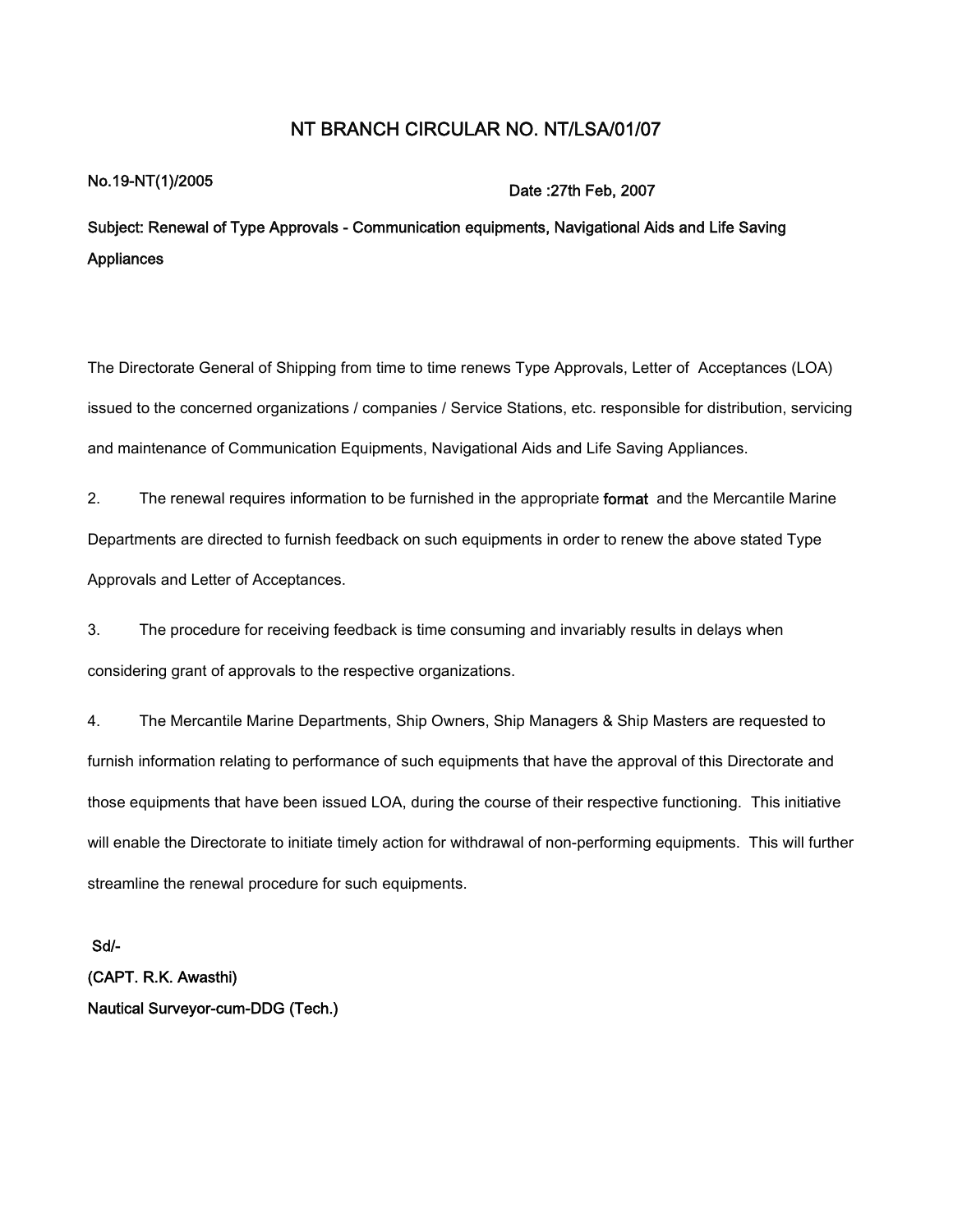# NT BRANCH CIRCULAR NO. NT/LSA/01/07

No.19-NT(1)/2005

Date :27th Feb, 2007

**Subject: Renewal of Type Approvals - Communication equipments, Navigational Aids and Life Saving Appliances**

The Directorate General of Shipping from time to time renews Type Approvals, Letter of Acceptances (LOA) issued to the concerned organizations / companies / Service Stations, etc. responsible for distribution, servicing and maintenance of Communication Equipments, Navigational Aids and Life Saving Appliances.

2. The renewal requires information to be furnished in the appropriate format and the Mercantile Marine Departments are directed to furnish feedback on such equipments in order to renew the above stated Type Approvals and Letter of Acceptances.

3. The procedure for receiving feedback is time consuming and invariably results in delays when considering grant of approvals to the respective organizations.

4. The Mercantile Marine Departments, Ship Owners, Ship Managers & Ship Masters are requested to furnish information relating to performance of such equipments that have the approval of this Directorate and those equipments that have been issued LOA, during the course of their respective functioning. This initiative will enable the Directorate to initiate timely action for withdrawal of non-performing equipments. This will further streamline the renewal procedure for such equipments.

Sd/-
(CAPT. R.K. Awasthi)
Nautical Surveyor-cum-DDG (Tech.)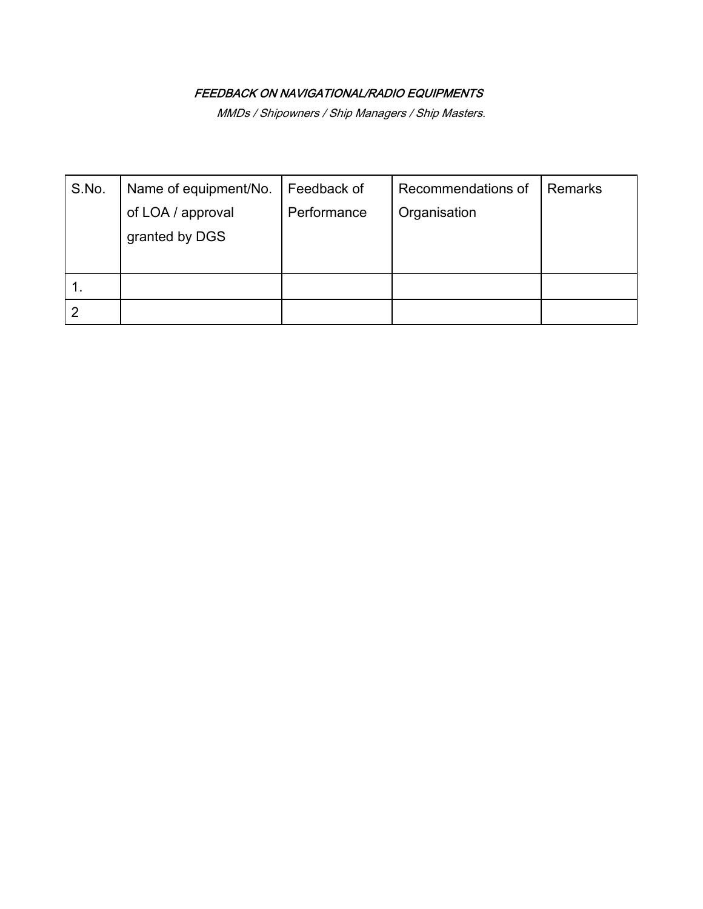***FEEDBACK ON NAVIGATIONAL/RADIO EQUIPMENTS***

*MMDs / Shipowners / Ship Managers / Ship Masters.*

| S.No. | Name of equipment/No. of LOA / approval granted by DGS | Feedback of Performance | Recommendations of Organisation | Remarks |
|---|---|---|---|---|
| 1. | | | | |
| 2 | | | | |